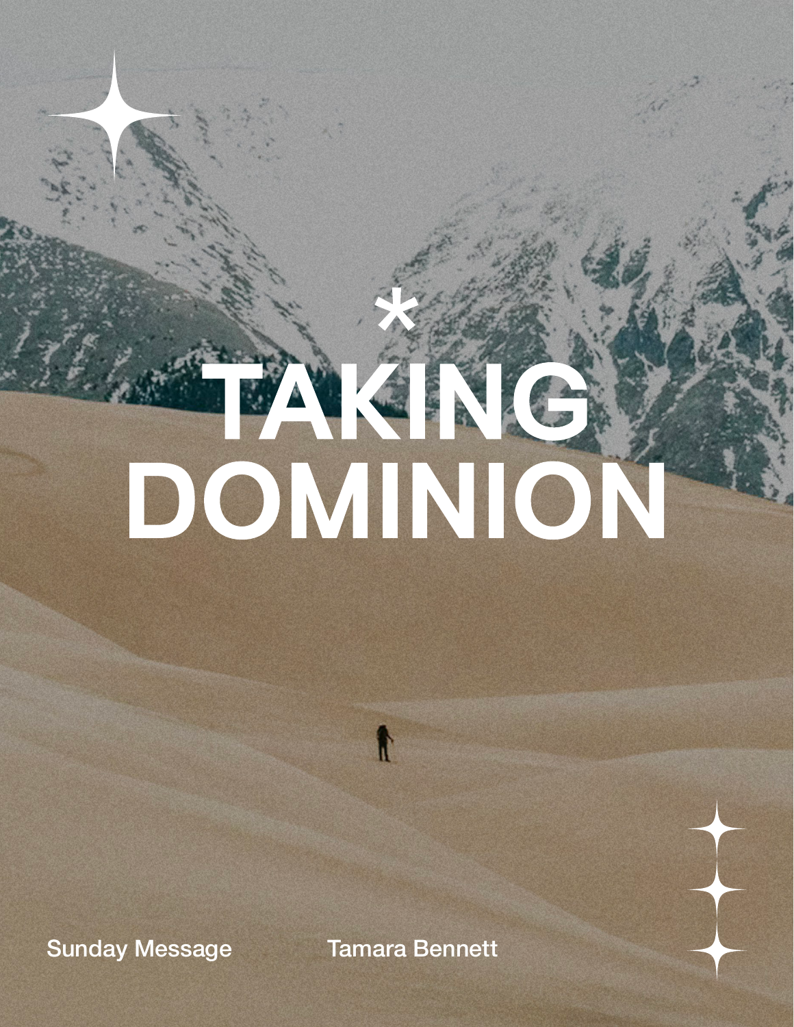\*

# TAKING DOMINION

Sunday Message

Tamara Bennett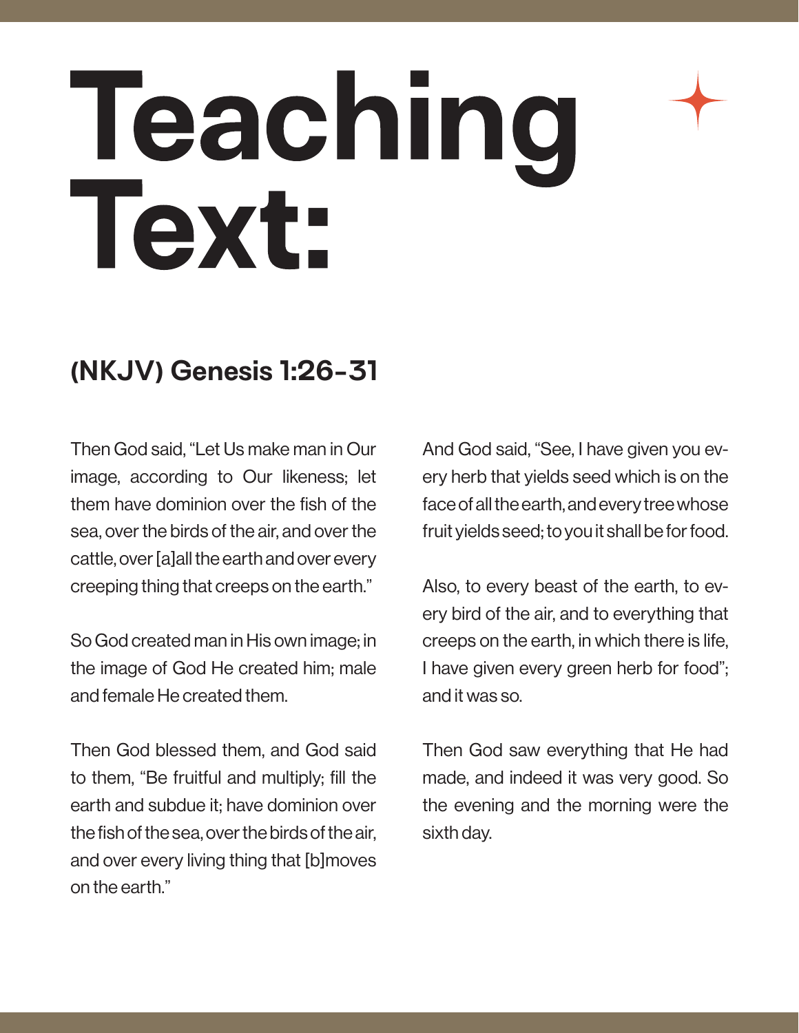# Teaching Text:

## (NKJV) Genesis 1:26-31

Then God said, "Let Us make man in Our image, according to Our likeness; let them have dominion over the fish of the sea, over the birds of the air, and over the cattle, over [a]all the earth and over every creeping thing that creeps on the earth."

So God created man in His own image; in the image of God He created him; male and female He created them.

Then God blessed them, and God said to them, "Be fruitful and multiply; fill the earth and subdue it; have dominion over the fish of the sea, over the birds of the air, and over every living thing that [b]moves on the earth."

And God said, "See, I have given you every herb that yields seed which is on the face of all the earth, and every tree whose fruit yields seed; to you it shall be for food.

Also, to every beast of the earth, to every bird of the air, and to everything that creeps on the earth, in which there is life, I have given every green herb for food"; and it was so.

Then God saw everything that He had made, and indeed it was very good. So the evening and the morning were the sixth day.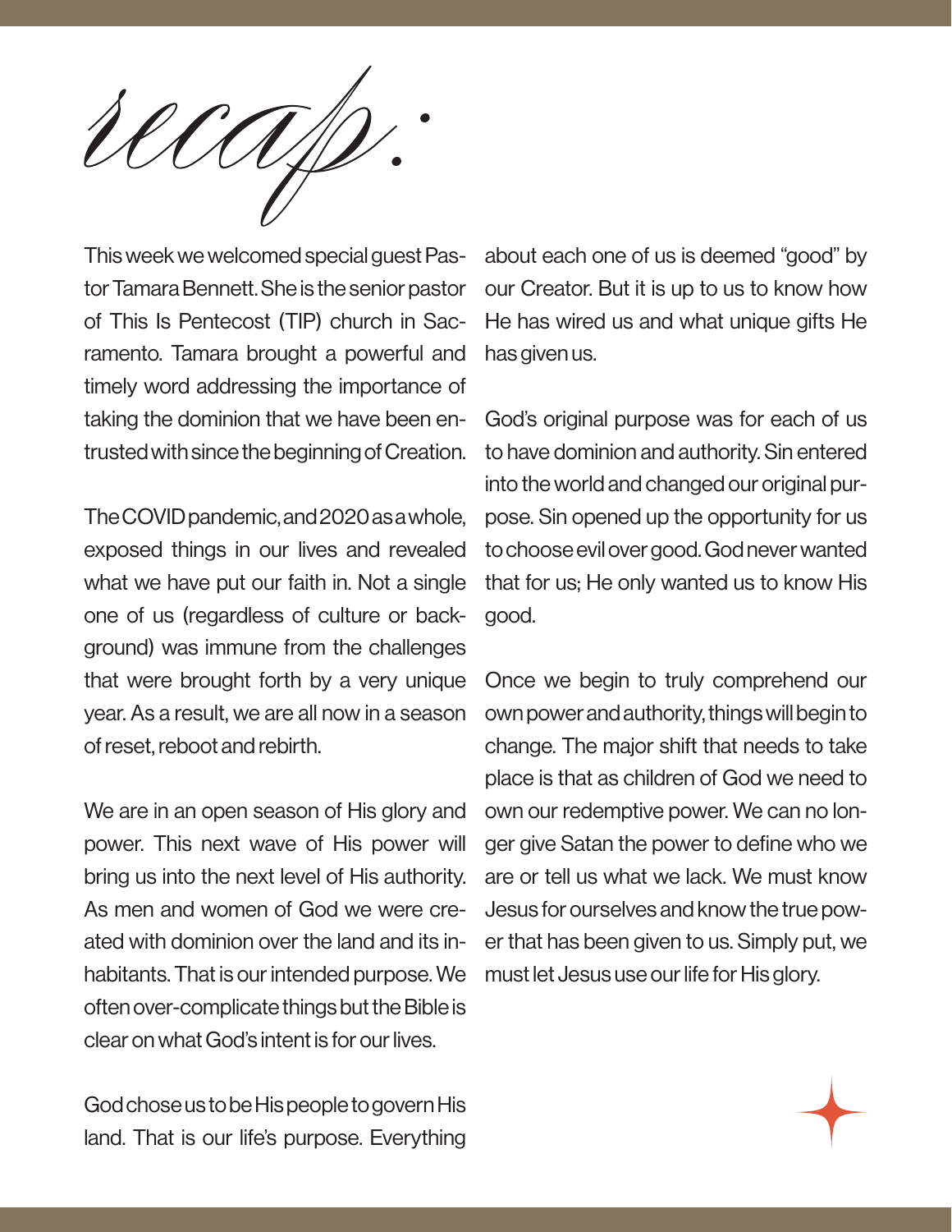# recap:

This week we welcomed special guest Pastor Tamara Bennett. She is the senior pastor of This Is Pentecost (TIP) church in Sacramento. Tamara brought a powerful and timely word addressing the importance of taking the dominion that we have been entrusted with since the beginning of Creation.

The COVID pandemic, and 2020 as a whole, exposed things in our lives and revealed what we have put our faith in. Not a single one of us (regardless of culture or background) was immune from the challenges that were brought forth by a very unique year. As a result, we are all now in a season of reset, reboot and rebirth.

We are in an open season of His glory and power. This next wave of His power will bring us into the next level of His authority. As men and women of God we were created with dominion over the land and its inhabitants. That is our intended purpose. We often over-complicate things but the Bible is clear on what God's intent is for our lives.

God chose us to be His people to govern His land. That is our life's purpose. Everything about each one of us is deemed "good" by our Creator. But it is up to us to know how He has wired us and what unique gifts He has given us.

God's original purpose was for each of us to have dominion and authority. Sin entered into the world and changed our original purpose. Sin opened up the opportunity for us to choose evil over good. God never wanted that for us; He only wanted us to know His good.

Once we begin to truly comprehend our own power and authority, things will begin to change. The major shift that needs to take place is that as children of God we need to own our redemptive power. We can no longer give Satan the power to define who we are or tell us what we lack. We must know Jesus for ourselves and know the true power that has been given to us. Simply put, we must let Jesus use our life for His glory.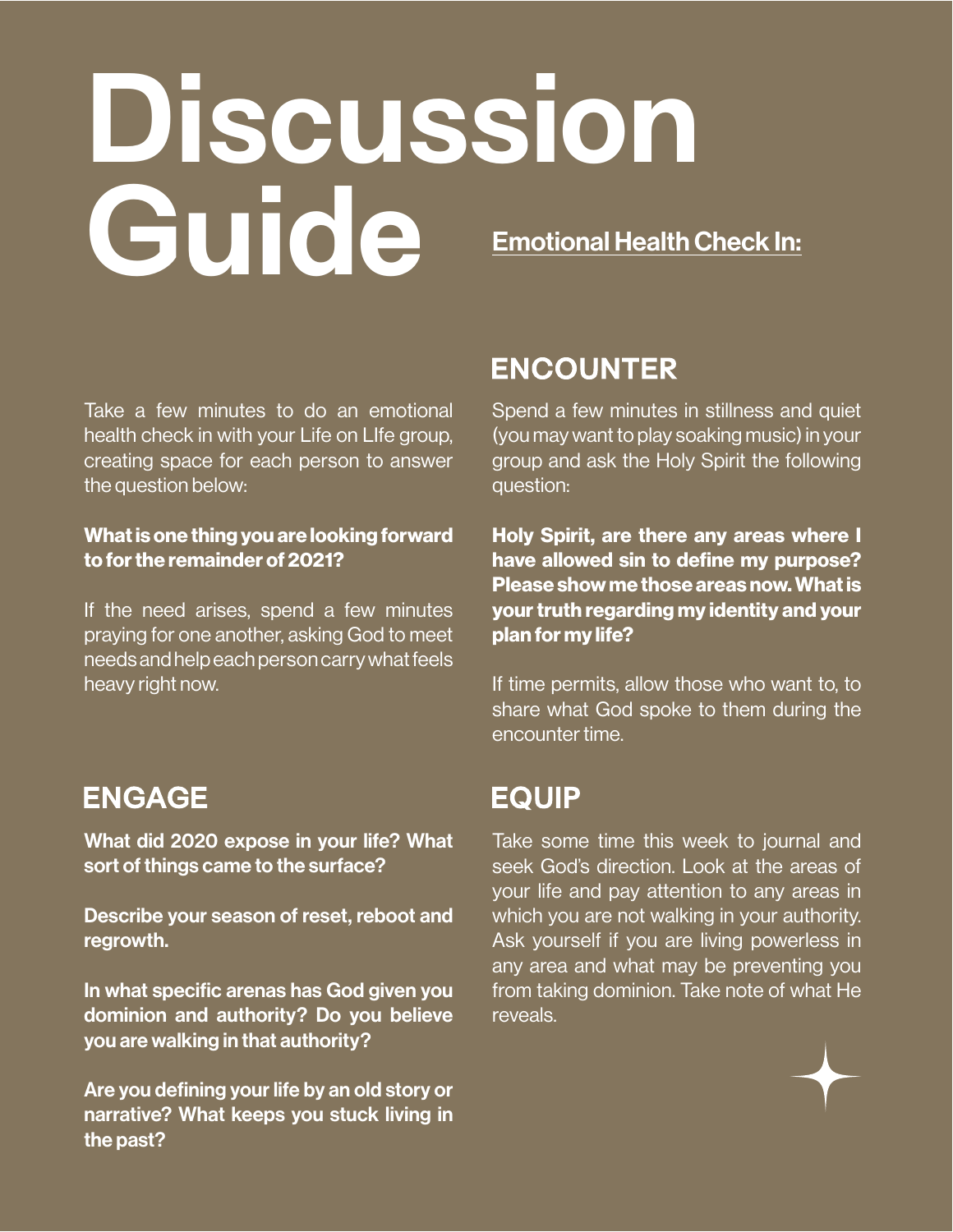# Discussion Guide

## Emotional Health Check In:

Take a few minutes to do an emotional health check in with your Life on LIfe group, creating space for each person to answer the question below:

**What is one thing you are looking forward to for the remainder of 2021?**

If the need arises, spend a few minutes praying for one another, asking God to meet needs and help each person carry what feels heavy right now.

## ENGAGE

**What did 2020 expose in your life? What sort of things came to the surface?**

**Describe your season of reset, reboot and regrowth.**

**In what specific arenas has God given you dominion and authority? Do you believe you are walking in that authority?**

**Are you defining your life by an old story or narrative? What keeps you stuck living in the past?**

## ENCOUNTER

Spend a few minutes in stillness and quiet (you may want to play soaking music) in your group and ask the Holy Spirit the following question:

**Holy Spirit, are there any areas where I have allowed sin to define my purpose? Please show me those areas now. What is your truth regarding my identity and your plan for my life?**

If time permits, allow those who want to, to share what God spoke to them during the encounter time.

## EQUIP

Take some time this week to journal and seek God's direction. Look at the areas of your life and pay attention to any areas in which you are not walking in your authority. Ask yourself if you are living powerless in any area and what may be preventing you from taking dominion. Take note of what He reveals.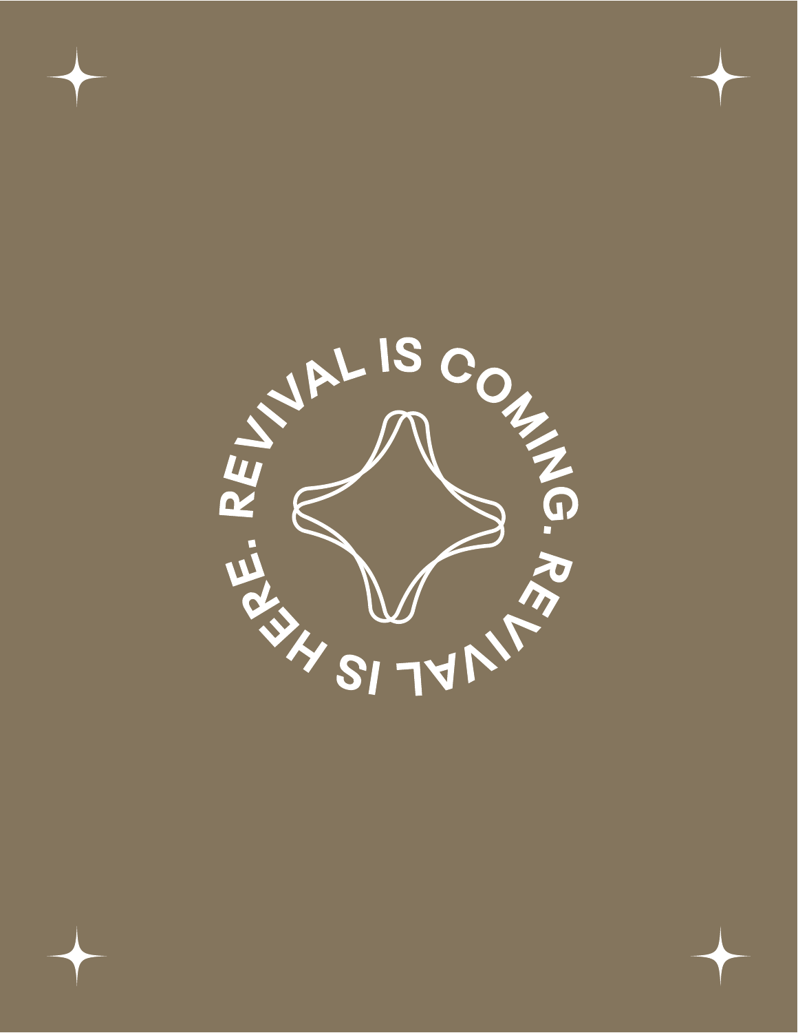REVIVAL IS COMING. REVIVAL IS HERE.